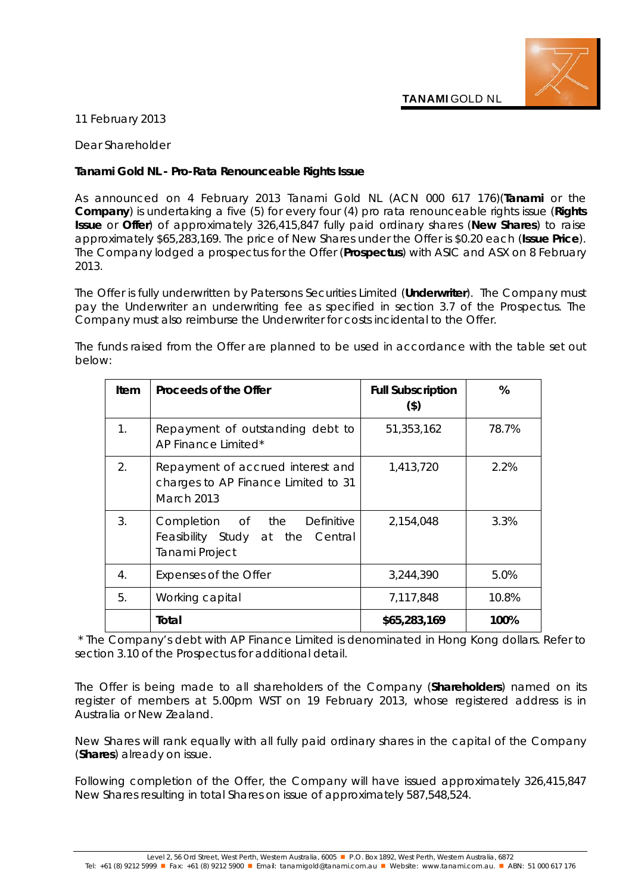**TANAMI** GOLD NL

11 February 2013

Dear Shareholder

**Tanami Gold NL - Pro-Rata Renounceable Rights Issue**

As announced on 4 February 2013 Tanami Gold NL (ACN 000 617 176)(**Tanami** or the **Company**) is undertaking a five (5) for every four (4) pro rata renounceable rights issue (**Rights Issue** or **Offer**) of approximately 326,415,847 fully paid ordinary shares (**New Shares**) to raise approximately $65,283,169. The price of New Shares under the Offer is $0.20 each (**Issue Price**). The Company lodged a prospectus for the Offer (**Prospectus**) with ASIC and ASX on 8 February 2013.

The Offer is fully underwritten by Patersons Securities Limited (**Underwriter**). The Company must pay the Underwriter an underwriting fee as specified in section 3.7 of the Prospectus. The Company must also reimburse the Underwriter for costs incidental to the Offer.

The funds raised from the Offer are planned to be used in accordance with the table set out below:

| Item | Proceeds of the Offer | Full Subscription ($) | % |
|---|---|---|---|
| 1. | Repayment of outstanding debt to AP Finance Limited* | 51,353,162 | 78.7% |
| 2. | Repayment of accrued interest and charges to AP Finance Limited to 31 March 2013 | 1,413,720 | 2.2% |
| 3. | Completion of the Definitive Feasibility Study at the Central Tanami Project | 2,154,048 | 3.3% |
| 4. | Expenses of the Offer | 3,244,390 | 5.0% |
| 5. | Working capital | 7,117,848 | 10.8% |
| | **Total** | **$65,283,169** | **100%** |

\* The Company's debt with AP Finance Limited is denominated in Hong Kong dollars. Refer to section 3.10 of the Prospectus for additional detail.

The Offer is being made to all shareholders of the Company (**Shareholders**) named on its register of members at 5.00pm WST on 19 February 2013, whose registered address is in Australia or New Zealand.

New Shares will rank equally with all fully paid ordinary shares in the capital of the Company (**Shares**) already on issue.

Following completion of the Offer, the Company will have issued approximately 326,415,847 New Shares resulting in total Shares on issue of approximately 587,548,524.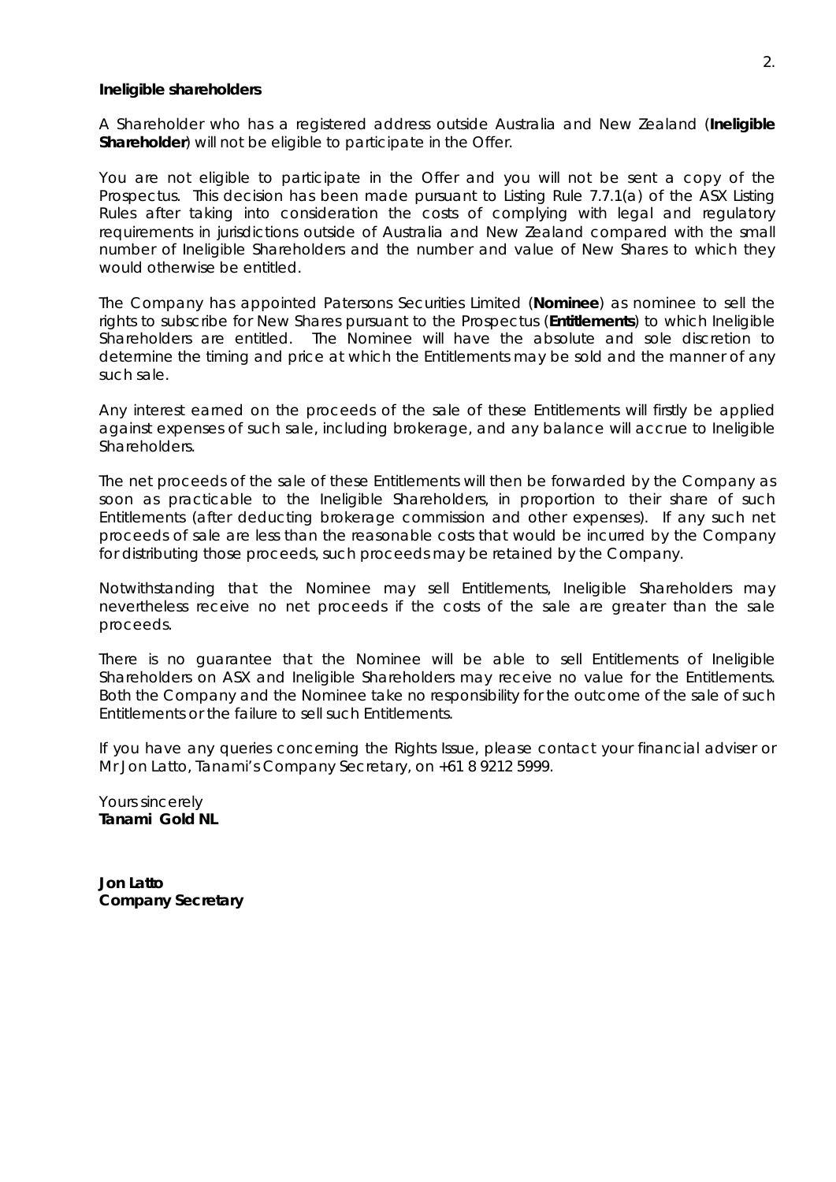**Ineligible shareholders**

A Shareholder who has a registered address outside Australia and New Zealand (**Ineligible Shareholder**) will not be eligible to participate in the Offer.

You are not eligible to participate in the Offer and you will not be sent a copy of the Prospectus. This decision has been made pursuant to Listing Rule 7.7.1(a) of the ASX Listing Rules after taking into consideration the costs of complying with legal and regulatory requirements in jurisdictions outside of Australia and New Zealand compared with the small number of Ineligible Shareholders and the number and value of New Shares to which they would otherwise be entitled.

The Company has appointed Patersons Securities Limited (**Nominee**) as nominee to sell the rights to subscribe for New Shares pursuant to the Prospectus (**Entitlements**) to which Ineligible Shareholders are entitled. The Nominee will have the absolute and sole discretion to determine the timing and price at which the Entitlements may be sold and the manner of any such sale.

Any interest earned on the proceeds of the sale of these Entitlements will firstly be applied against expenses of such sale, including brokerage, and any balance will accrue to Ineligible Shareholders.

The net proceeds of the sale of these Entitlements will then be forwarded by the Company as soon as practicable to the Ineligible Shareholders, in proportion to their share of such Entitlements (after deducting brokerage commission and other expenses). If any such net proceeds of sale are less than the reasonable costs that would be incurred by the Company for distributing those proceeds, such proceeds may be retained by the Company.

Notwithstanding that the Nominee may sell Entitlements, Ineligible Shareholders may nevertheless receive no net proceeds if the costs of the sale are greater than the sale proceeds.

There is no guarantee that the Nominee will be able to sell Entitlements of Ineligible Shareholders on ASX and Ineligible Shareholders may receive no value for the Entitlements. Both the Company and the Nominee take no responsibility for the outcome of the sale of such Entitlements or the failure to sell such Entitlements.

If you have any queries concerning the Rights Issue, please contact your financial adviser or Mr Jon Latto, Tanami's Company Secretary, on +61 8 9212 5999.

Yours sincerely
**Tanami Gold NL**

**Jon Latto**
**Company Secretary**